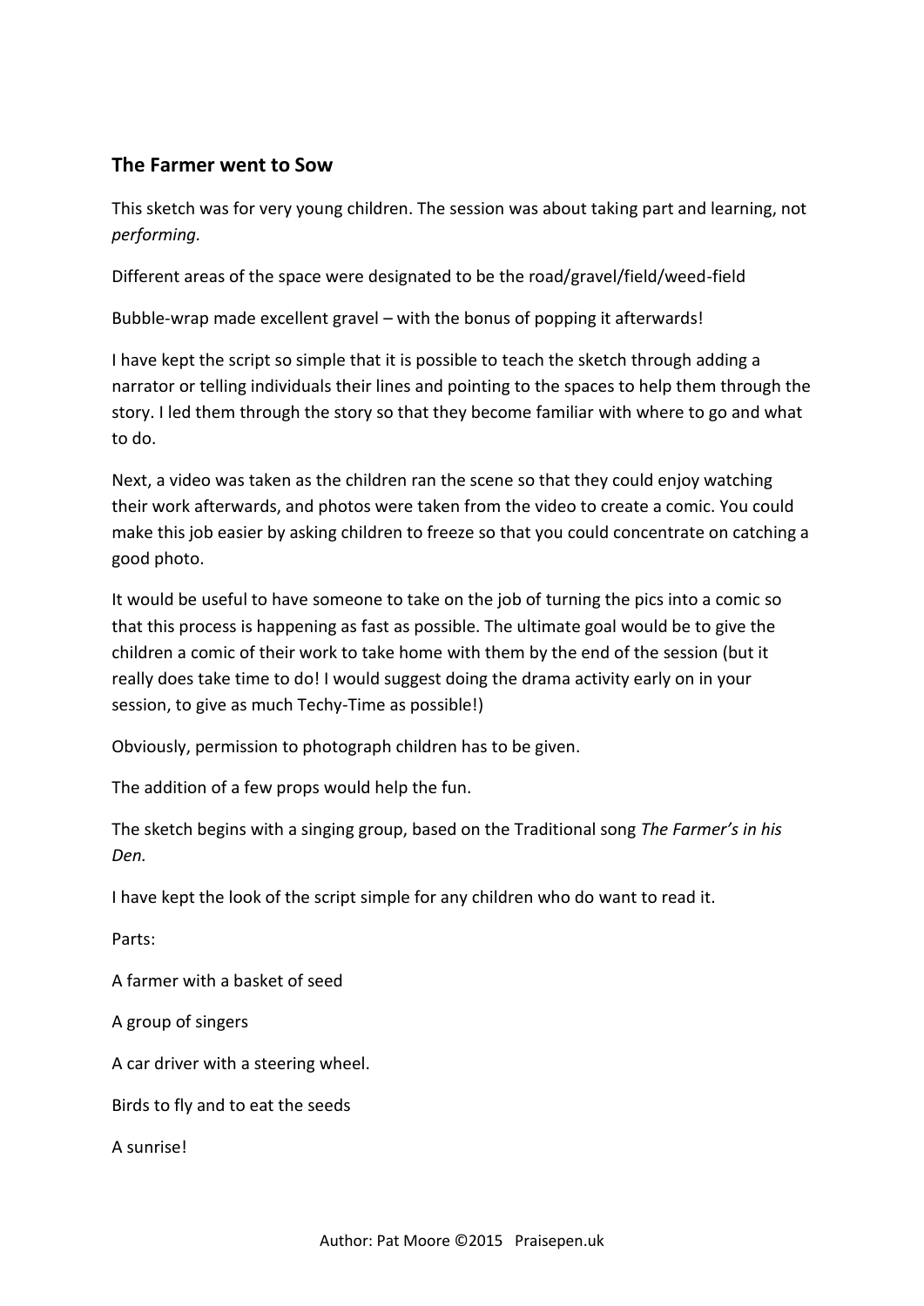## The Farmer went to Sow

This sketch was for very young children. The session was about taking part and learning, not *performing.*

Different areas of the space were designated to be the road/gravel/field/weed-field

Bubble-wrap made excellent gravel – with the bonus of popping it afterwards!

I have kept the script so simple that it is possible to teach the sketch through adding a narrator or telling individuals their lines and pointing to the spaces to help them through the story. I led them through the story so that they become familiar with where to go and what to do.

Next, a video was taken as the children ran the scene so that they could enjoy watching their work afterwards, and photos were taken from the video to create a comic. You could make this job easier by asking children to freeze so that you could concentrate on catching a good photo.

It would be useful to have someone to take on the job of turning the pics into a comic so that this process is happening as fast as possible. The ultimate goal would be to give the children a comic of their work to take home with them by the end of the session (but it really does take time to do! I would suggest doing the drama activity early on in your session, to give as much Techy-Time as possible!)

Obviously, permission to photograph children has to be given.

The addition of a few props would help the fun.

The sketch begins with a singing group, based on the Traditional song *The Farmer's in his Den.*

I have kept the look of the script simple for any children who do want to read it.

Parts:

A farmer with a basket of seed

A group of singers

A car driver with a steering wheel.

Birds to fly and to eat the seeds

A sunrise!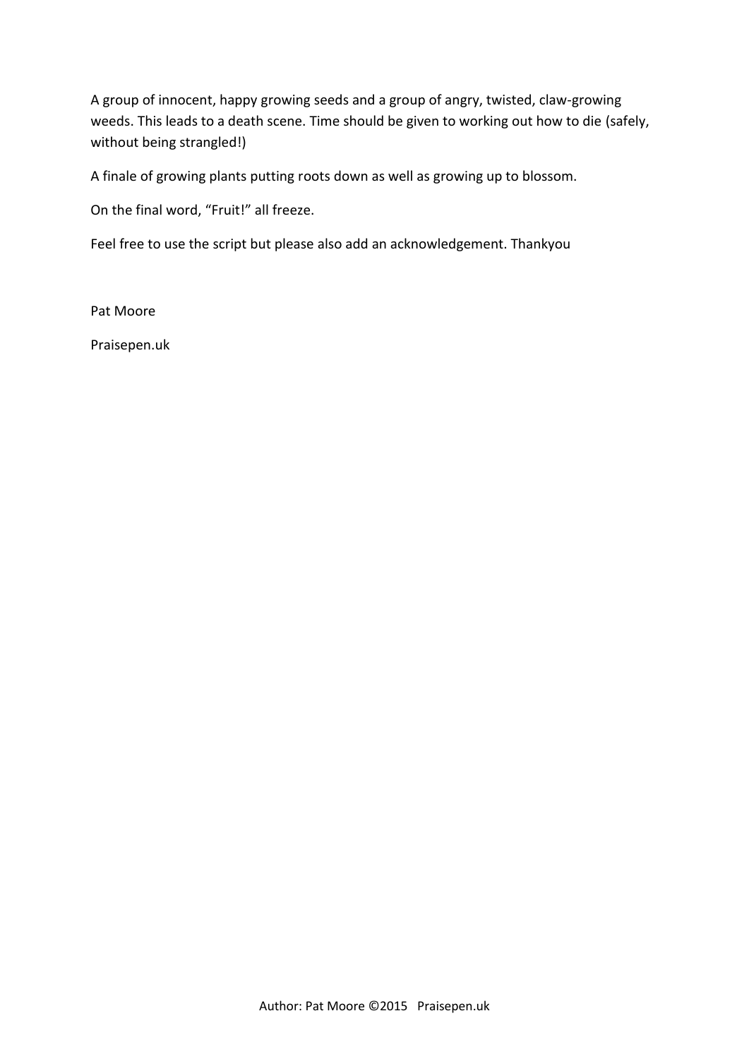A group of innocent, happy growing seeds and a group of angry, twisted, claw-growing weeds. This leads to a death scene. Time should be given to working out how to die (safely, without being strangled!)

A finale of growing plants putting roots down as well as growing up to blossom.

On the final word, "Fruit!" all freeze.

Feel free to use the script but please also add an acknowledgement. Thankyou

Pat Moore

Praisepen.uk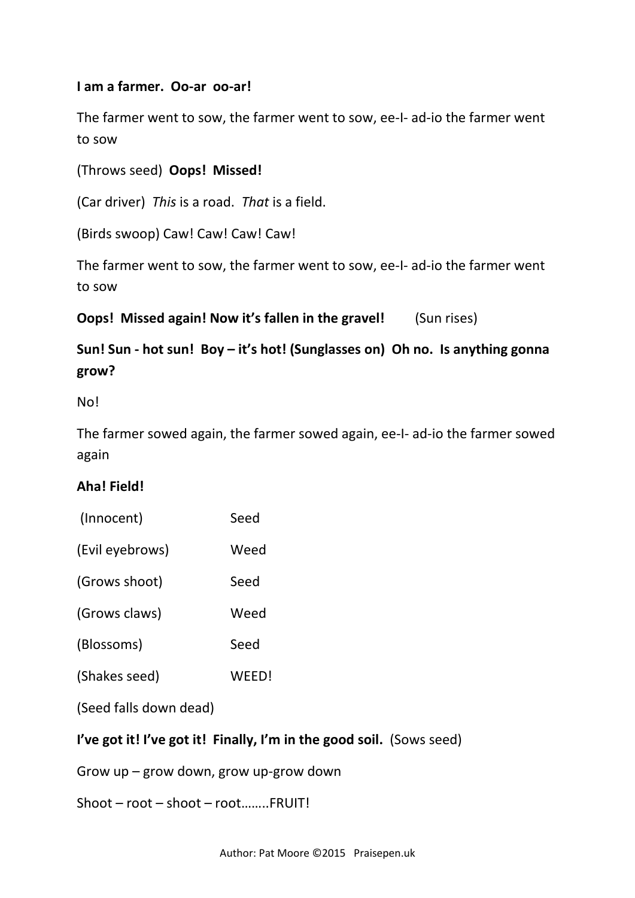**I am a farmer. Oo-ar oo-ar!**

The farmer went to sow, the farmer went to sow, ee-I- ad-io the farmer went to sow

(Throws seed) **Oops! Missed!**

(Car driver) *This* is a road. *That* is a field.

(Birds swoop) Caw! Caw! Caw! Caw!

The farmer went to sow, the farmer went to sow, ee-I- ad-io the farmer went to sow

**Oops! Missed again! Now it's fallen in the gravel!** (Sun rises)

**Sun! Sun - hot sun! Boy – it's hot! (Sunglasses on) Oh no. Is anything gonna grow?**

No!

The farmer sowed again, the farmer sowed again, ee-I- ad-io the farmer sowed again

**Aha! Field!**

| | |
|---|---|
| (Innocent) | Seed |
| (Evil eyebrows) | Weed |
| (Grows shoot) | Seed |
| (Grows claws) | Weed |
| (Blossoms) | Seed |
| (Shakes seed) | WEED! |

(Seed falls down dead)

**I've got it! I've got it! Finally, I'm in the good soil.** (Sows seed)

Grow up – grow down, grow up-grow down

Shoot – root – shoot – root……..FRUIT!

Author: Pat Moore ©2015 Praisepen.uk